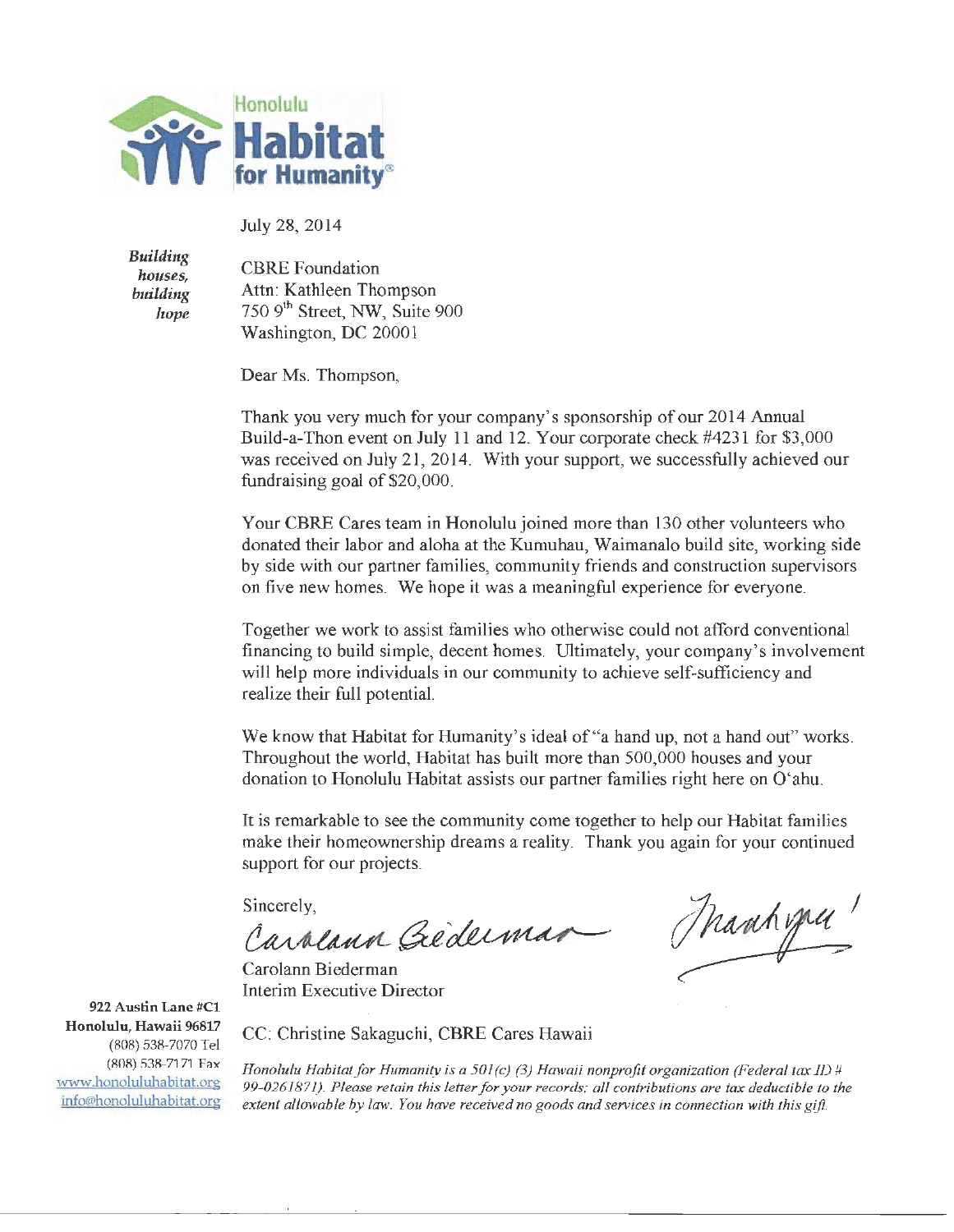Honolulu **Habitat** for Humanity®

July 28, 2014

*Building houses, building hope*

CBRE Foundation
Attn: Kathleen Thompson
750 9th Street, NW, Suite 900
Washington, DC 20001

Dear Ms. Thompson,

Thank you very much for your company's sponsorship of our 2014 Annual Build-a-Thon event on July 11 and 12. Your corporate check #4231 for $3,000 was received on July 21, 2014. With your support, we successfully achieved our fundraising goal of $20,000.

Your CBRE Cares team in Honolulu joined more than 130 other volunteers who donated their labor and aloha at the Kumuhau, Waimanalo build site, working side by side with our partner families, community friends and construction supervisors on five new homes. We hope it was a meaningful experience for everyone.

Together we work to assist families who otherwise could not afford conventional financing to build simple, decent homes. Ultimately, your company's involvement will help more individuals in our community to achieve self-sufficiency and realize their full potential.

We know that Habitat for Humanity's ideal of "a hand up, not a hand out" works. Throughout the world, Habitat has built more than 500,000 houses and your donation to Honolulu Habitat assists our partner families right here on O'ahu.

It is remarkable to see the community come together to help our Habitat families make their homeownership dreams a reality. Thank you again for your continued support for our projects.

Sincerely,

*Carolann Biederman* — *Thank you!*

Carolann Biederman
Interim Executive Director

CC: Christine Sakaguchi, CBRE Cares Hawaii

**922 Austin Lane #C1**
**Honolulu, Hawaii 96817**
(808) 538-7070 Tel
(808) 538-7171 Fax
www.honoluluhabitat.org
info@honoluluhabitat.org

*Honolulu Habitat for Humanity is a 501(c) (3) Hawaii nonprofit organization (Federal tax ID # 99-0261871). Please retain this letter for your records; all contributions are tax deductible to the extent allowable by law. You have received no goods and services in connection with this gift.*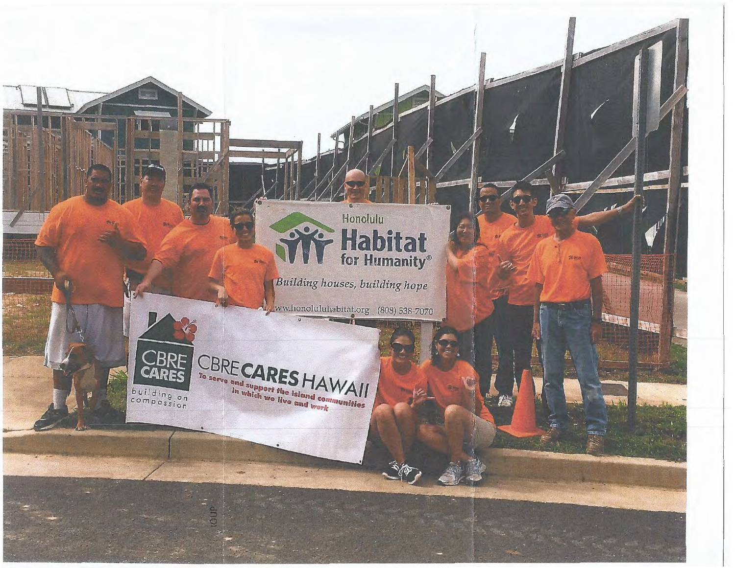Honolulu

Habitat for Humanity®

*Building houses, building hope*

www.honoluluhabitat.org (808) 538-7070

CBRE CARES

building on compassion

CBRE CARES HAWAII

To serve and support the island communities in which we live and work